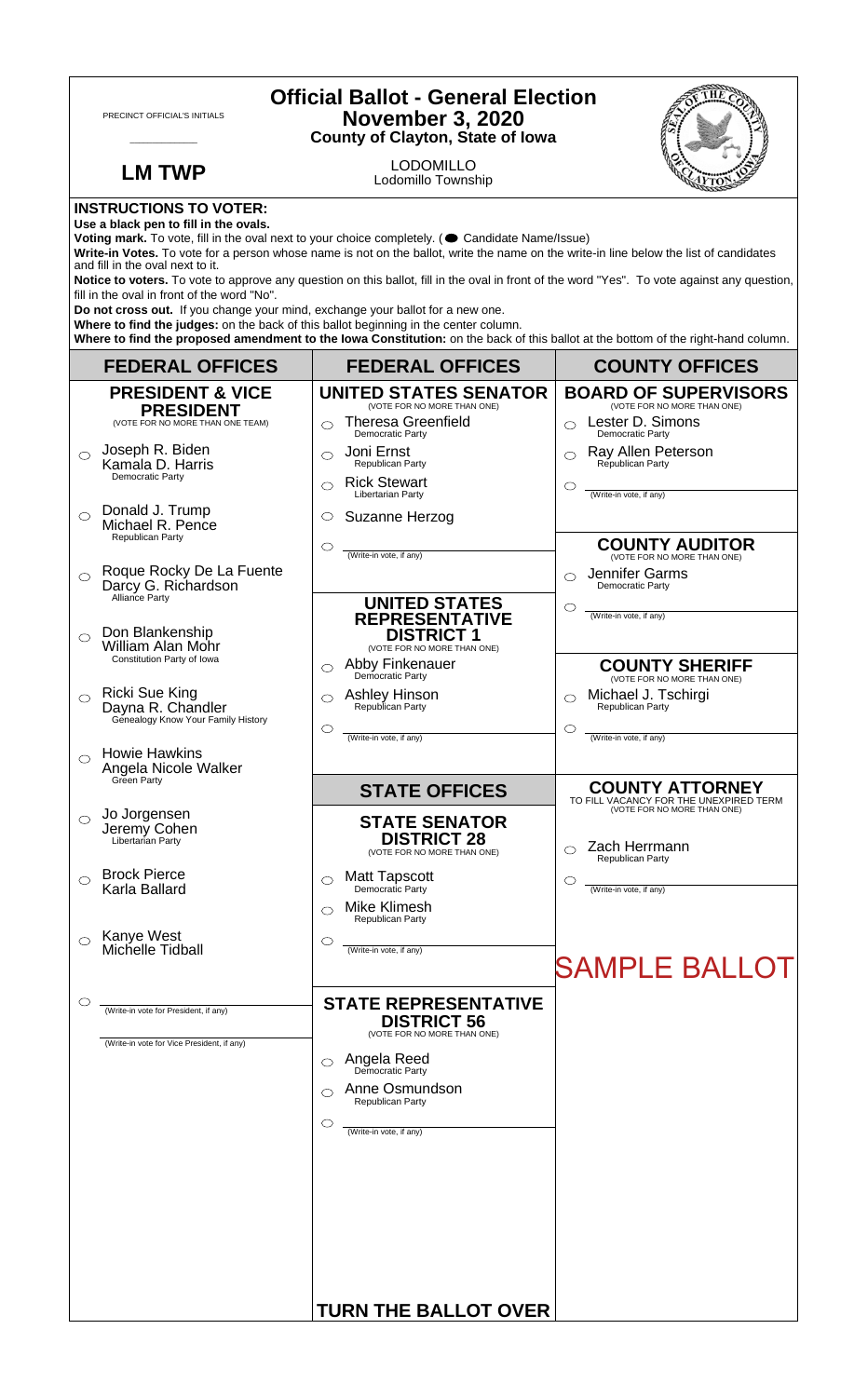PRECINCT OFFICIAL'S INITIALS

___________

**LM TWP**

# Official Ballot - General Election
## November 3, 2020
### County of Clayton, State of Iowa

LODOMILLO
Lodomillo Township

**INSTRUCTIONS TO VOTER:**

**Use a black pen to fill in the ovals.**

**Voting mark.** To vote, fill in the oval next to your choice completely. (● Candidate Name/Issue)

**Write-in Votes.** To vote for a person whose name is not on the ballot, write the name on the write-in line below the list of candidates and fill in the oval next to it.

**Notice to voters.** To vote to approve any question on this ballot, fill in the oval in front of the word "Yes". To vote against any question, fill in the oval in front of the word "No".

**Do not cross out.** If you change your mind, exchange your ballot for a new one.

**Where to find the judges:** on the back of this ballot beginning in the center column.

**Where to find the proposed amendment to the Iowa Constitution:** on the back of this ballot at the bottom of the right-hand column.

## FEDERAL OFFICES

### PRESIDENT & VICE PRESIDENT
(VOTE FOR NO MORE THAN ONE TEAM)

- ○ Joseph R. Biden / Kamala D. Harris — Democratic Party
- ○ Donald J. Trump / Michael R. Pence — Republican Party
- ○ Roque Rocky De La Fuente / Darcy G. Richardson — Alliance Party
- ○ Don Blankenship / William Alan Mohr — Constitution Party of Iowa
- ○ Ricki Sue King / Dayna R. Chandler — Genealogy Know Your Family History
- ○ Howie Hawkins / Angela Nicole Walker — Green Party
- ○ Jo Jorgensen / Jeremy Cohen — Libertarian Party
- ○ Brock Pierce / Karla Ballard
- ○ Kanye West / Michelle Tidball
- ○ ________ (Write-in vote for President, if any)
  ________ (Write-in vote for Vice President, if any)

## FEDERAL OFFICES

### UNITED STATES SENATOR
(VOTE FOR NO MORE THAN ONE)

- ○ Theresa Greenfield — Democratic Party
- ○ Joni Ernst — Republican Party
- ○ Rick Stewart — Libertarian Party
- ○ Suzanne Herzog
- ○ ________ (Write-in vote, if any)

### UNITED STATES REPRESENTATIVE DISTRICT 1
(VOTE FOR NO MORE THAN ONE)

- ○ Abby Finkenauer — Democratic Party
- ○ Ashley Hinson — Republican Party
- ○ ________ (Write-in vote, if any)

## STATE OFFICES

### STATE SENATOR DISTRICT 28
(VOTE FOR NO MORE THAN ONE)

- ○ Matt Tapscott — Democratic Party
- ○ Mike Klimesh — Republican Party
- ○ ________ (Write-in vote, if any)

### STATE REPRESENTATIVE DISTRICT 56
(VOTE FOR NO MORE THAN ONE)

- ○ Angela Reed — Democratic Party
- ○ Anne Osmundson — Republican Party
- ○ ________ (Write-in vote, if any)

**TURN THE BALLOT OVER**

## COUNTY OFFICES

### BOARD OF SUPERVISORS
(VOTE FOR NO MORE THAN ONE)

- ○ Lester D. Simons — Democratic Party
- ○ Ray Allen Peterson — Republican Party
- ○ ________ (Write-in vote, if any)

### COUNTY AUDITOR
(VOTE FOR NO MORE THAN ONE)

- ○ Jennifer Garms — Democratic Party
- ○ ________ (Write-in vote, if any)

### COUNTY SHERIFF
(VOTE FOR NO MORE THAN ONE)

- ○ Michael J. Tschirgi — Republican Party
- ○ ________ (Write-in vote, if any)

### COUNTY ATTORNEY
TO FILL VACANCY FOR THE UNEXPIRED TERM
(VOTE FOR NO MORE THAN ONE)

- ○ Zach Herrmann — Republican Party
- ○ ________ (Write-in vote, if any)

SAMPLE BALLOT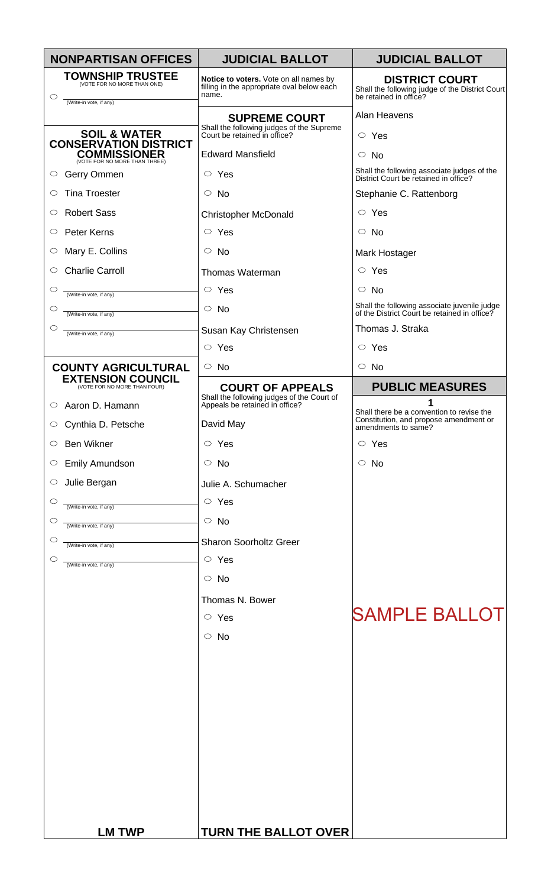## NONPARTISAN OFFICES

### TOWNSHIP TRUSTEE
(VOTE FOR NO MORE THAN ONE)

- ○ ______ (Write-in vote, if any)

### SOIL & WATER CONSERVATION DISTRICT COMMISSIONER
(VOTE FOR NO MORE THAN THREE)

- ○ Gerry Ommen
- ○ Tina Troester
- ○ Robert Sass
- ○ Peter Kerns
- ○ Mary E. Collins
- ○ Charlie Carroll
- ○ ______ (Write-in vote, if any)
- ○ ______ (Write-in vote, if any)
- ○ ______ (Write-in vote, if any)

### COUNTY AGRICULTURAL EXTENSION COUNCIL
(VOTE FOR NO MORE THAN FOUR)

- ○ Aaron D. Hamann
- ○ Cynthia D. Petsche
- ○ Ben Wikner
- ○ Emily Amundson
- ○ Julie Bergan
- ○ ______ (Write-in vote, if any)
- ○ ______ (Write-in vote, if any)
- ○ ______ (Write-in vote, if any)
- ○ ______ (Write-in vote, if any)

**LM TWP**

## JUDICIAL BALLOT

**Notice to voters.** Vote on all names by filling in the appropriate oval below each name.

### SUPREME COURT
Shall the following judges of the Supreme Court be retained in office?

Edward Mansfield
- ○ Yes
- ○ No

Christopher McDonald
- ○ Yes
- ○ No

Thomas Waterman
- ○ Yes
- ○ No

Susan Kay Christensen
- ○ Yes
- ○ No

### COURT OF APPEALS
Shall the following judges of the Court of Appeals be retained in office?

David May
- ○ Yes
- ○ No

Julie A. Schumacher
- ○ Yes
- ○ No

Sharon Soorholtz Greer
- ○ Yes
- ○ No

Thomas N. Bower
- ○ Yes
- ○ No

**TURN THE BALLOT OVER**

## JUDICIAL BALLOT

### DISTRICT COURT
Shall the following judge of the District Court be retained in office?

Alan Heavens
- ○ Yes
- ○ No

Shall the following associate judges of the District Court be retained in office?

Stephanie C. Rattenborg
- ○ Yes
- ○ No

Mark Hostager
- ○ Yes
- ○ No

Shall the following associate juvenile judge of the District Court be retained in office?

Thomas J. Straka
- ○ Yes
- ○ No

## PUBLIC MEASURES

**1**

Shall there be a convention to revise the Constitution, and propose amendment or amendments to same?

- ○ Yes
- ○ No

SAMPLE BALLOT